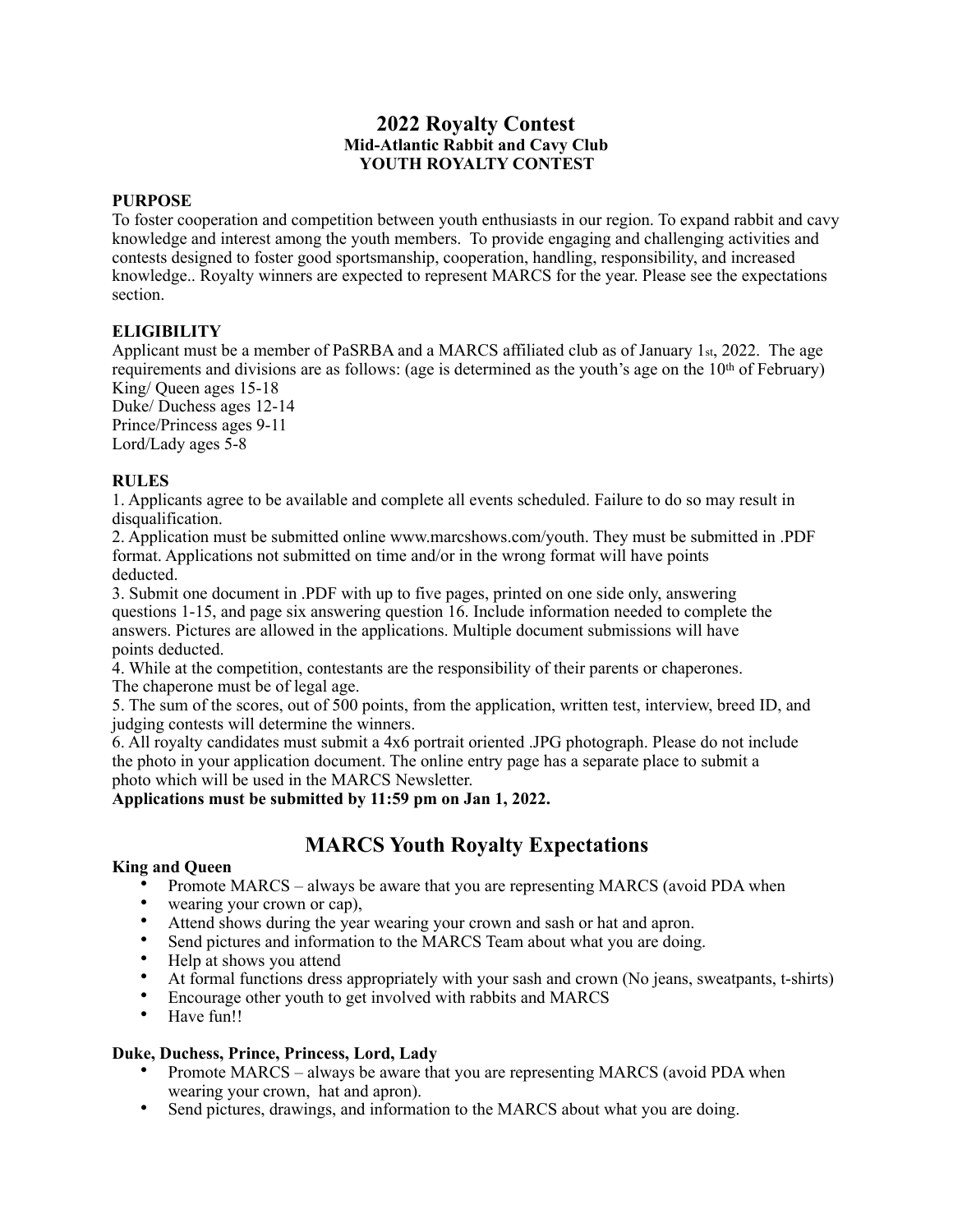# 2022 Royalty Contest

### Mid-Atlantic Rabbit and Cavy Club

### YOUTH ROYALTY CONTEST

**PURPOSE**

To foster cooperation and competition between youth enthusiasts in our region. To expand rabbit and cavy knowledge and interest among the youth members. To provide engaging and challenging activities and contests designed to foster good sportsmanship, cooperation, handling, responsibility, and increased knowledge.. Royalty winners are expected to represent MARCS for the year. Please see the expectations section.

**ELIGIBILITY**

Applicant must be a member of PaSRBA and a MARCS affiliated club as of January 1st, 2022. The age requirements and divisions are as follows: (age is determined as the youth's age on the 10th of February)

King/ Queen ages 15-18
Duke/ Duchess ages 12-14
Prince/Princess ages 9-11
Lord/Lady ages 5-8

**RULES**

1. Applicants agree to be available and complete all events scheduled. Failure to do so may result in disqualification.
2. Application must be submitted online www.marcshows.com/youth. They must be submitted in .PDF format. Applications not submitted on time and/or in the wrong format will have points deducted.
3. Submit one document in .PDF with up to five pages, printed on one side only, answering questions 1-15, and page six answering question 16. Include information needed to complete the answers. Pictures are allowed in the applications. Multiple document submissions will have points deducted.
4. While at the competition, contestants are the responsibility of their parents or chaperones. The chaperone must be of legal age.
5. The sum of the scores, out of 500 points, from the application, written test, interview, breed ID, and judging contests will determine the winners.
6. All royalty candidates must submit a 4x6 portrait oriented .JPG photograph. Please do not include the photo in your application document. The online entry page has a separate place to submit a photo which will be used in the MARCS Newsletter.

**Applications must be submitted by 11:59 pm on Jan 1, 2022.**

## MARCS Youth Royalty Expectations

**King and Queen**

- Promote MARCS – always be aware that you are representing MARCS (avoid PDA when
- wearing your crown or cap),
- Attend shows during the year wearing your crown and sash or hat and apron.
- Send pictures and information to the MARCS Team about what you are doing.
- Help at shows you attend
- At formal functions dress appropriately with your sash and crown (No jeans, sweatpants, t-shirts)
- Encourage other youth to get involved with rabbits and MARCS
- Have fun!!

**Duke, Duchess, Prince, Princess, Lord, Lady**

- Promote MARCS – always be aware that you are representing MARCS (avoid PDA when wearing your crown, hat and apron).
- Send pictures, drawings, and information to the MARCS about what you are doing.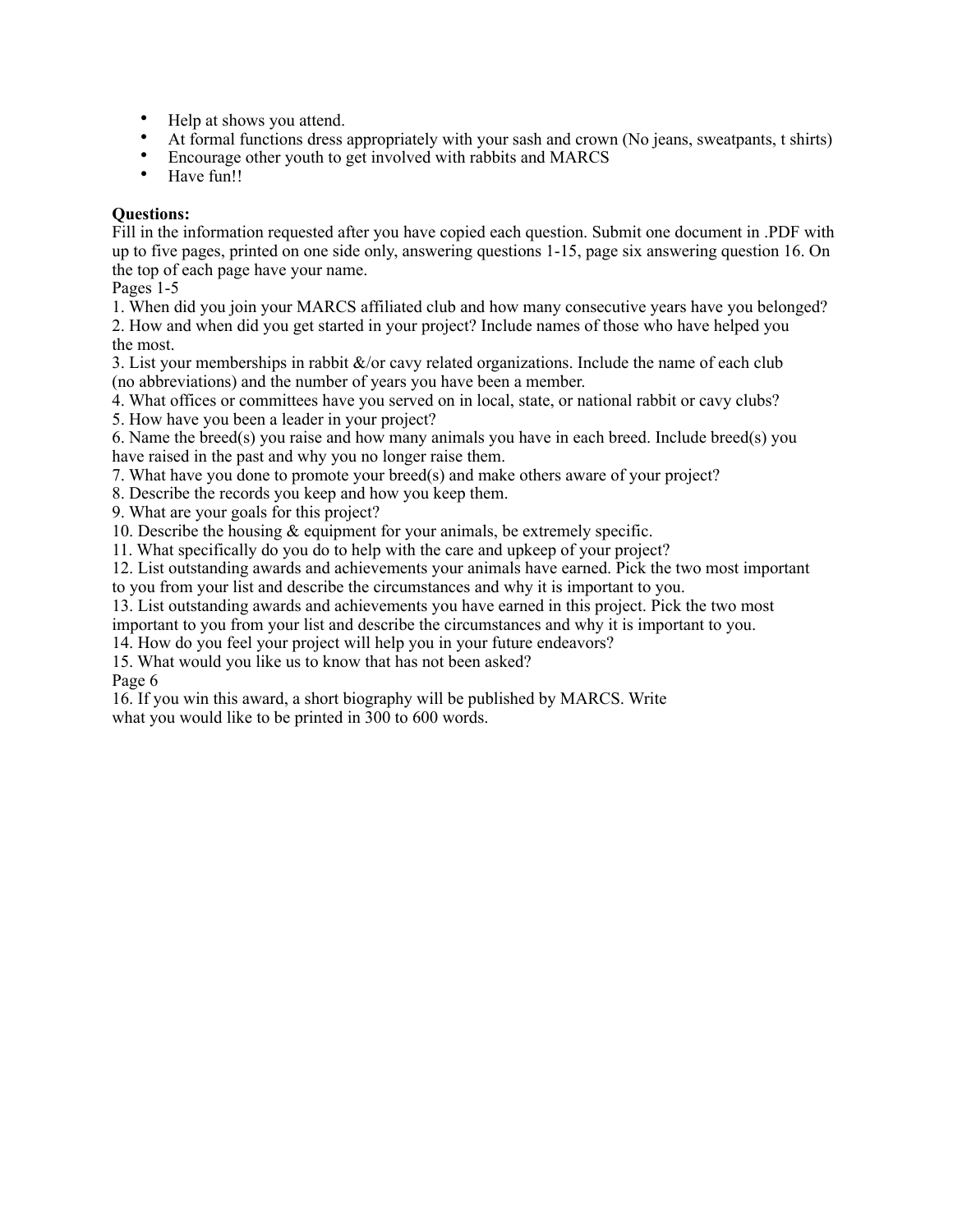- Help at shows you attend.
- At formal functions dress appropriately with your sash and crown (No jeans, sweatpants, t shirts)
- Encourage other youth to get involved with rabbits and MARCS
- Have fun!!

**Questions:**

Fill in the information requested after you have copied each question. Submit one document in .PDF with up to five pages, printed on one side only, answering questions 1-15, page six answering question 16. On the top of each page have your name.

Pages 1-5

1. When did you join your MARCS affiliated club and how many consecutive years have you belonged?
2. How and when did you get started in your project? Include names of those who have helped you the most.
3. List your memberships in rabbit &/or cavy related organizations. Include the name of each club (no abbreviations) and the number of years you have been a member.
4. What offices or committees have you served on in local, state, or national rabbit or cavy clubs?
5. How have you been a leader in your project?
6. Name the breed(s) you raise and how many animals you have in each breed. Include breed(s) you have raised in the past and why you no longer raise them.
7. What have you done to promote your breed(s) and make others aware of your project?
8. Describe the records you keep and how you keep them.
9. What are your goals for this project?
10. Describe the housing & equipment for your animals, be extremely specific.
11. What specifically do you do to help with the care and upkeep of your project?
12. List outstanding awards and achievements your animals have earned. Pick the two most important to you from your list and describe the circumstances and why it is important to you.
13. List outstanding awards and achievements you have earned in this project. Pick the two most important to you from your list and describe the circumstances and why it is important to you.
14. How do you feel your project will help you in your future endeavors?
15. What would you like us to know that has not been asked?

Page 6

16. If you win this award, a short biography will be published by MARCS. Write what you would like to be printed in 300 to 600 words.